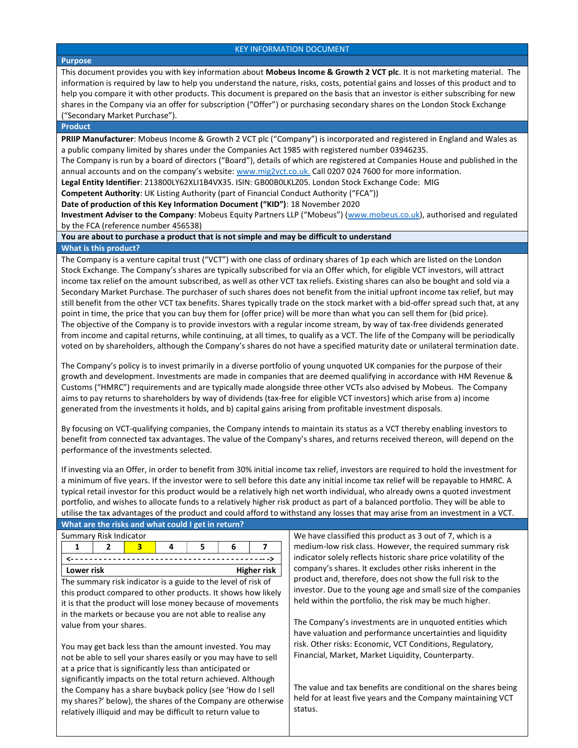# KEY INFORMATION DOCUMENT

## Purpose

This document provides you with key information about **Mobeus Income & Growth 2 VCT plc**. It is not marketing material. The information is required by law to help you understand the nature, risks, costs, potential gains and losses of this product and to help you compare it with other products. This document is prepared on the basis that an investor is either subscribing for new shares in the Company via an offer for subscription ("Offer") or purchasing secondary shares on the London Stock Exchange ("Secondary Market Purchase").

## Product

**PRIIP Manufacturer**: Mobeus Income & Growth 2 VCT plc ("Company") is incorporated and registered in England and Wales as a public company limited by shares under the Companies Act 1985 with registered number 03946235.

The Company is run by a board of directors ("Board"), details of which are registered at Companies House and published in the annual accounts and on the company's website: www.mig2vct.co.uk. Call 0207 024 7600 for more information.

**Legal Entity Identifier**: 213800LY62XLI1B4VX35. ISIN: GB00B0LKLZ05. London Stock Exchange Code: MIG

**Competent Authority**: UK Listing Authority (part of Financial Conduct Authority ("FCA"))

**Date of production of this Key Information Document ("KID")**: 18 November 2020

**Investment Adviser to the Company**: Mobeus Equity Partners LLP ("Mobeus") (www.mobeus.co.uk), authorised and regulated by the FCA (reference number 456538)

**You are about to purchase a product that is not simple and may be difficult to understand**

## What is this product?

The Company is a venture capital trust ("VCT") with one class of ordinary shares of 1p each which are listed on the London Stock Exchange. The Company's shares are typically subscribed for via an Offer which, for eligible VCT investors, will attract income tax relief on the amount subscribed, as well as other VCT tax reliefs. Existing shares can also be bought and sold via a Secondary Market Purchase. The purchaser of such shares does not benefit from the initial upfront income tax relief, but may still benefit from the other VCT tax benefits. Shares typically trade on the stock market with a bid-offer spread such that, at any point in time, the price that you can buy them for (offer price) will be more than what you can sell them for (bid price).

The objective of the Company is to provide investors with a regular income stream, by way of tax-free dividends generated from income and capital returns, while continuing, at all times, to qualify as a VCT. The life of the Company will be periodically voted on by shareholders, although the Company's shares do not have a specified maturity date or unilateral termination date.

The Company's policy is to invest primarily in a diverse portfolio of young unquoted UK companies for the purpose of their growth and development. Investments are made in companies that are deemed qualifying in accordance with HM Revenue & Customs ("HMRC") requirements and are typically made alongside three other VCTs also advised by Mobeus. The Company aims to pay returns to shareholders by way of dividends (tax-free for eligible VCT investors) which arise from a) income generated from the investments it holds, and b) capital gains arising from profitable investment disposals.

By focusing on VCT-qualifying companies, the Company intends to maintain its status as a VCT thereby enabling investors to benefit from connected tax advantages. The value of the Company's shares, and returns received thereon, will depend on the performance of the investments selected.

If investing via an Offer, in order to benefit from 30% initial income tax relief, investors are required to hold the investment for a minimum of five years. If the investor were to sell before this date any initial income tax relief will be repayable to HMRC. A typical retail investor for this product would be a relatively high net worth individual, who already owns a quoted investment portfolio, and wishes to allocate funds to a relatively higher risk product as part of a balanced portfolio. They will be able to utilise the tax advantages of the product and could afford to withstand any losses that may arise from an investment in a VCT.

## What are the risks and what could I get in return?

Summary Risk Indicator

| 1 | 2 | **3** | 4 | 5 | 6 | 7 |
|---|---|---|---|---|---|---|

Lower risk <-----------------------------------------> Higher risk

The summary risk indicator is a guide to the level of risk of this product compared to other products. It shows how likely it is that the product will lose money because of movements in the markets or because you are not able to realise any value from your shares.

You may get back less than the amount invested. You may not be able to sell your shares easily or you may have to sell at a price that is significantly less than anticipated or significantly impacts on the total return achieved. Although the Company has a share buyback policy (see 'How do I sell my shares?' below), the shares of the Company are otherwise relatively illiquid and may be difficult to return value to

We have classified this product as 3 out of 7, which is a medium-low risk class. However, the required summary risk indicator solely reflects historic share price volatility of the company's shares. It excludes other risks inherent in the product and, therefore, does not show the full risk to the investor. Due to the young age and small size of the companies held within the portfolio, the risk may be much higher.

The Company's investments are in unquoted entities which have valuation and performance uncertainties and liquidity risk. Other risks: Economic, VCT Conditions, Regulatory, Financial, Market, Market Liquidity, Counterparty.

The value and tax benefits are conditional on the shares being held for at least five years and the Company maintaining VCT status.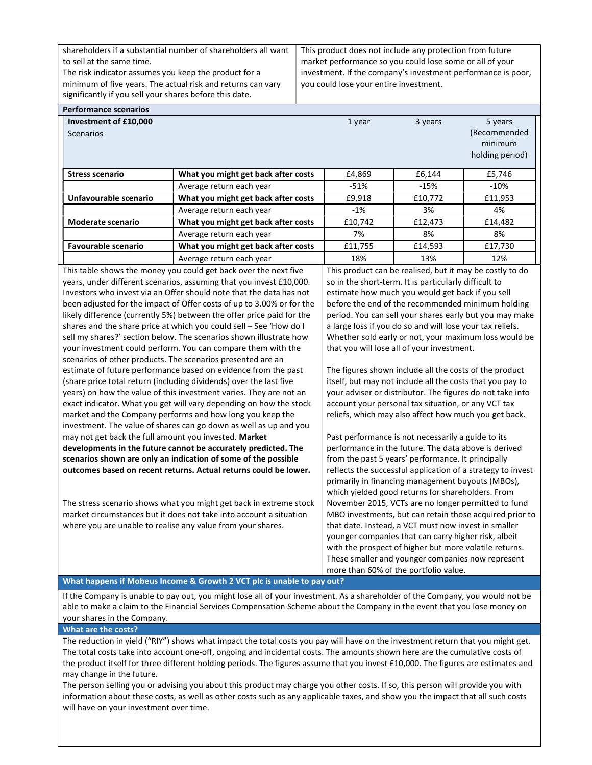shareholders if a substantial number of shareholders all want to sell at the same time.

The risk indicator assumes you keep the product for a minimum of five years. The actual risk and returns can vary significantly if you sell your shares before this date.

This product does not include any protection from future market performance so you could lose some or all of your investment. If the company's investment performance is poor, you could lose your entire investment.

**Performance scenarios**

| **Investment of £10,000** Scenarios | | 1 year | 3 years | 5 years (Recommended minimum holding period) |
|---|---|---|---|---|
| **Stress scenario** | **What you might get back after costs** | £4,869 | £6,144 | £5,746 |
| | Average return each year | -51% | -15% | -10% |
| **Unfavourable scenario** | **What you might get back after costs** | £9,918 | £10,772 | £11,953 |
| | Average return each year | -1% | 3% | 4% |
| **Moderate scenario** | **What you might get back after costs** | £10,742 | £12,473 | £14,482 |
| | Average return each year | 7% | 8% | 8% |
| **Favourable scenario** | **What you might get back after costs** | £11,755 | £14,593 | £17,730 |
| | Average return each year | 18% | 13% | 12% |

This table shows the money you could get back over the next five years, under different scenarios, assuming that you invest £10,000. Investors who invest via an Offer should note that the data has not been adjusted for the impact of Offer costs of up to 3.00% or for the likely difference (currently 5%) between the offer price paid for the shares and the share price at which you could sell – See 'How do I sell my shares?' section below. The scenarios shown illustrate how your investment could perform. You can compare them with the scenarios of other products. The scenarios presented are an estimate of future performance based on evidence from the past (share price total return (including dividends) over the last five years) on how the value of this investment varies. They are not an exact indicator. What you get will vary depending on how the stock market and the Company performs and how long you keep the investment. The value of shares can go down as well as up and you may not get back the full amount you invested. **Market developments in the future cannot be accurately predicted. The scenarios shown are only an indication of some of the possible outcomes based on recent returns. Actual returns could be lower.**

The stress scenario shows what you might get back in extreme stock market circumstances but it does not take into account a situation where you are unable to realise any value from your shares.

This product can be realised, but it may be costly to do so in the short-term. It is particularly difficult to estimate how much you would get back if you sell before the end of the recommended minimum holding period. You can sell your shares early but you may make a large loss if you do so and will lose your tax reliefs. Whether sold early or not, your maximum loss would be that you will lose all of your investment.

The figures shown include all the costs of the product itself, but may not include all the costs that you pay to your adviser or distributor. The figures do not take into account your personal tax situation, or any VCT tax reliefs, which may also affect how much you get back.

Past performance is not necessarily a guide to its performance in the future. The data above is derived from the past 5 years' performance. It principally reflects the successful application of a strategy to invest primarily in financing management buyouts (MBOs), which yielded good returns for shareholders. From November 2015, VCTs are no longer permitted to fund MBO investments, but can retain those acquired prior to that date. Instead, a VCT must now invest in smaller younger companies that can carry higher risk, albeit with the prospect of higher but more volatile returns. These smaller and younger companies now represent more than 60% of the portfolio value.

## What happens if Mobeus Income & Growth 2 VCT plc is unable to pay out?

If the Company is unable to pay out, you might lose all of your investment. As a shareholder of the Company, you would not be able to make a claim to the Financial Services Compensation Scheme about the Company in the event that you lose money on your shares in the Company.

## What are the costs?

The reduction in yield ("RIY") shows what impact the total costs you pay will have on the investment return that you might get. The total costs take into account one-off, ongoing and incidental costs. The amounts shown here are the cumulative costs of the product itself for three different holding periods. The figures assume that you invest £10,000. The figures are estimates and may change in the future.

The person selling you or advising you about this product may charge you other costs. If so, this person will provide you with information about these costs, as well as other costs such as any applicable taxes, and show you the impact that all such costs will have on your investment over time.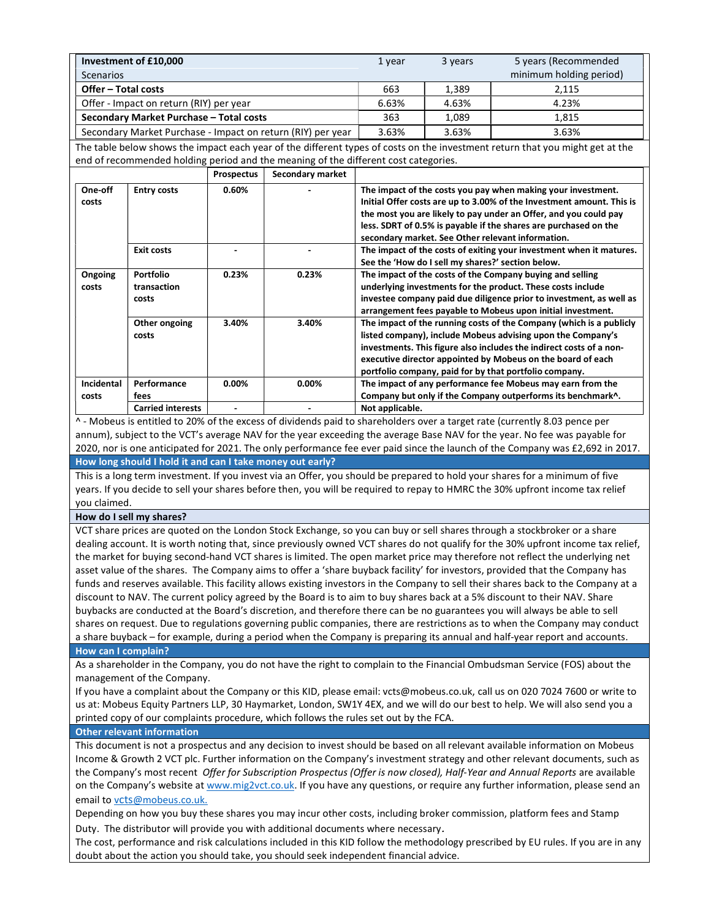| Investment of £10,000<br>Scenarios | 1 year | 3 years | 5 years (Recommended minimum holding period) |
|---|---|---|---|
| **Offer – Total costs** | 663 | 1,389 | 2,115 |
| Offer - Impact on return (RIY) per year | 6.63% | 4.63% | 4.23% |
| **Secondary Market Purchase – Total costs** | 363 | 1,089 | 1,815 |
| Secondary Market Purchase - Impact on return (RIY) per year | 3.63% | 3.63% | 3.63% |

The table below shows the impact each year of the different types of costs on the investment return that you might get at the end of recommended holding period and the meaning of the different cost categories.

| | | Prospectus | Secondary market | |
|---|---|---|---|---|
| **One-off costs** | **Entry costs** | **0.60%** | **-** | **The impact of the costs you pay when making your investment. Initial Offer costs are up to 3.00% of the Investment amount. This is the most you are likely to pay under an Offer, and you could pay less. SDRT of 0.5% is payable if the shares are purchased on the secondary market. See Other relevant information.** |
| | **Exit costs** | **-** | **-** | **The impact of the costs of exiting your investment when it matures. See the 'How do I sell my shares?' section below.** |
| **Ongoing costs** | **Portfolio transaction costs** | **0.23%** | **0.23%** | **The impact of the costs of the Company buying and selling underlying investments for the product. These costs include investee company paid due diligence prior to investment, as well as arrangement fees payable to Mobeus upon initial investment.** |
| | **Other ongoing costs** | **3.40%** | **3.40%** | **The impact of the running costs of the Company (which is a publicly listed company), include Mobeus advising upon the Company's investments. This figure also includes the indirect costs of a non-executive director appointed by Mobeus on the board of each portfolio company, paid for by that portfolio company.** |
| **Incidental costs** | **Performance fees** | **0.00%** | **0.00%** | **The impact of any performance fee Mobeus may earn from the Company but only if the Company outperforms its benchmark^.** |
| | **Carried interests** | **-** | **-** | **Not applicable.** |

^ - Mobeus is entitled to 20% of the excess of dividends paid to shareholders over a target rate (currently 8.03 pence per annum), subject to the VCT's average NAV for the year exceeding the average Base NAV for the year. No fee was payable for 2020, nor is one anticipated for 2021. The only performance fee ever paid since the launch of the Company was £2,692 in 2017.

## How long should I hold it and can I take money out early?

This is a long term investment. If you invest via an Offer, you should be prepared to hold your shares for a minimum of five years. If you decide to sell your shares before then, you will be required to repay to HMRC the 30% upfront income tax relief you claimed.

## How do I sell my shares?

VCT share prices are quoted on the London Stock Exchange, so you can buy or sell shares through a stockbroker or a share dealing account. It is worth noting that, since previously owned VCT shares do not qualify for the 30% upfront income tax relief, the market for buying second-hand VCT shares is limited. The open market price may therefore not reflect the underlying net asset value of the shares. The Company aims to offer a 'share buyback facility' for investors, provided that the Company has funds and reserves available. This facility allows existing investors in the Company to sell their shares back to the Company at a discount to NAV. The current policy agreed by the Board is to aim to buy shares back at a 5% discount to their NAV. Share buybacks are conducted at the Board's discretion, and therefore there can be no guarantees you will always be able to sell shares on request. Due to regulations governing public companies, there are restrictions as to when the Company may conduct a share buyback – for example, during a period when the Company is preparing its annual and half-year report and accounts.

## How can I complain?

As a shareholder in the Company, you do not have the right to complain to the Financial Ombudsman Service (FOS) about the management of the Company.

If you have a complaint about the Company or this KID, please email: vcts@mobeus.co.uk, call us on 020 7024 7600 or write to us at: Mobeus Equity Partners LLP, 30 Haymarket, London, SW1Y 4EX, and we will do our best to help. We will also send you a printed copy of our complaints procedure, which follows the rules set out by the FCA.

## Other relevant information

This document is not a prospectus and any decision to invest should be based on all relevant available information on Mobeus Income & Growth 2 VCT plc. Further information on the Company's investment strategy and other relevant documents, such as the Company's most recent *Offer for Subscription Prospectus (Offer is now closed), Half-Year and Annual Reports* are available on the Company's website at www.mig2vct.co.uk. If you have any questions, or require any further information, please send an email to vcts@mobeus.co.uk.

Depending on how you buy these shares you may incur other costs, including broker commission, platform fees and Stamp Duty. The distributor will provide you with additional documents where necessary.

The cost, performance and risk calculations included in this KID follow the methodology prescribed by EU rules. If you are in any doubt about the action you should take, you should seek independent financial advice.